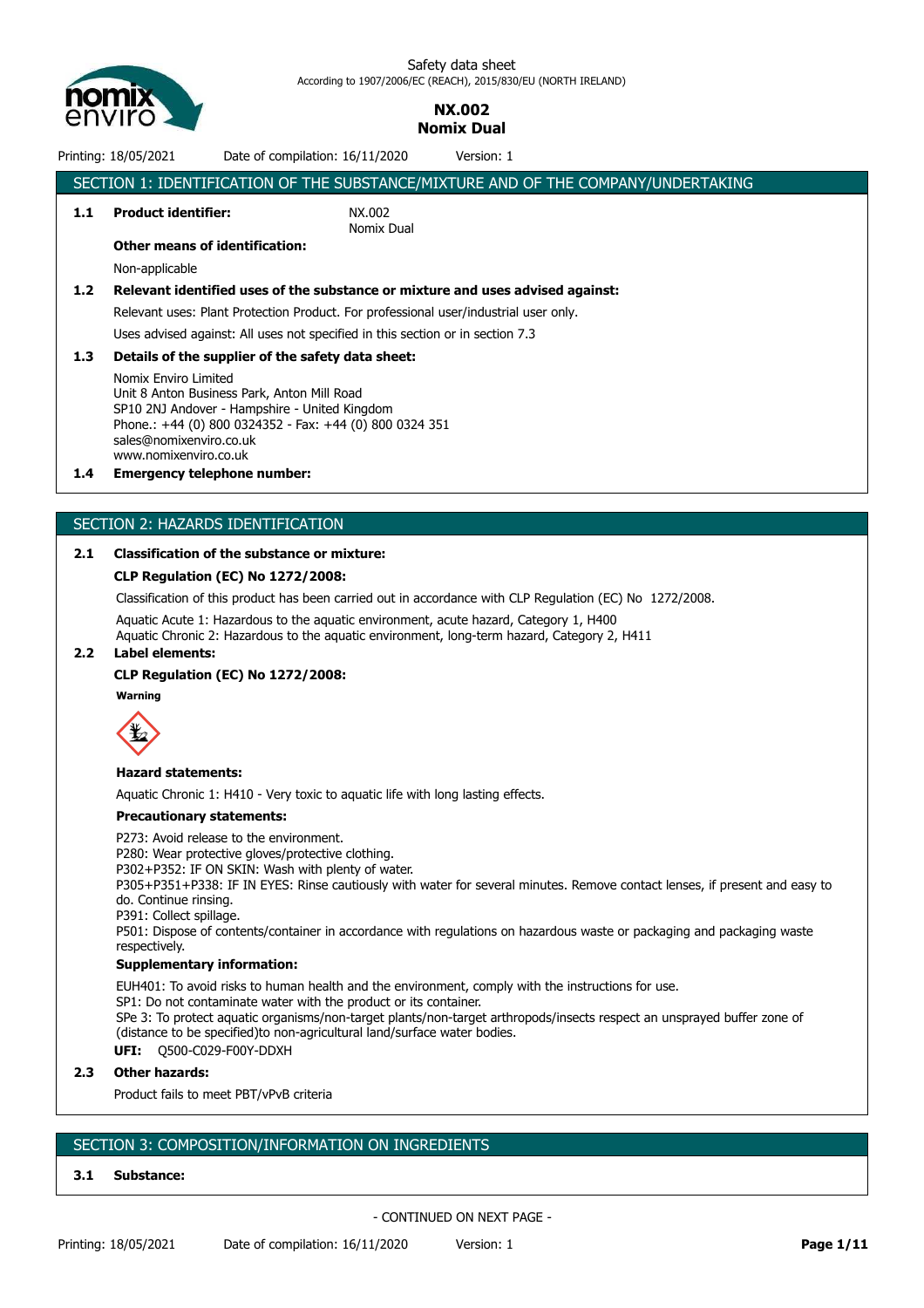Safety data sheet
According to 1907/2006/EC (REACH), 2015/830/EU (NORTH IRELAND)

# NX.002
# Nomix Dual

Printing: 18/05/2021 Date of compilation: 16/11/2020 Version: 1

## SECTION 1: IDENTIFICATION OF THE SUBSTANCE/MIXTURE AND OF THE COMPANY/UNDERTAKING

**1.1 Product identifier:** NX.002
Nomix Dual

**Other means of identification:**

Non-applicable

**1.2 Relevant identified uses of the substance or mixture and uses advised against:**

Relevant uses: Plant Protection Product. For professional user/industrial user only.

Uses advised against: All uses not specified in this section or in section 7.3

**1.3 Details of the supplier of the safety data sheet:**

Nomix Enviro Limited
Unit 8 Anton Business Park, Anton Mill Road
SP10 2NJ Andover - Hampshire - United Kingdom
Phone.: +44 (0) 800 0324352 - Fax: +44 (0) 800 0324 351
sales@nomixenviro.co.uk
www.nomixenviro.co.uk

**1.4 Emergency telephone number:**

## SECTION 2: HAZARDS IDENTIFICATION

**2.1 Classification of the substance or mixture:**

**CLP Regulation (EC) No 1272/2008:**

Classification of this product has been carried out in accordance with CLP Regulation (EC) No 1272/2008.

Aquatic Acute 1: Hazardous to the aquatic environment, acute hazard, Category 1, H400
Aquatic Chronic 2: Hazardous to the aquatic environment, long-term hazard, Category 2, H411

**2.2 Label elements:**

**CLP Regulation (EC) No 1272/2008:**

**Warning**

**Hazard statements:**

Aquatic Chronic 1: H410 - Very toxic to aquatic life with long lasting effects.

**Precautionary statements:**

P273: Avoid release to the environment.
P280: Wear protective gloves/protective clothing.
P302+P352: IF ON SKIN: Wash with plenty of water.
P305+P351+P338: IF IN EYES: Rinse cautiously with water for several minutes. Remove contact lenses, if present and easy to do. Continue rinsing.
P391: Collect spillage.
P501: Dispose of contents/container in accordance with regulations on hazardous waste or packaging and packaging waste respectively.

**Supplementary information:**

EUH401: To avoid risks to human health and the environment, comply with the instructions for use.
SP1: Do not contaminate water with the product or its container.
SPe 3: To protect aquatic organisms/non-target plants/non-target arthropods/insects respect an unsprayed buffer zone of (distance to be specified)to non-agricultural land/surface water bodies.

**UFI:** Q500-C029-F00Y-DDXH

**2.3 Other hazards:**

Product fails to meet PBT/vPvB criteria

## SECTION 3: COMPOSITION/INFORMATION ON INGREDIENTS

**3.1 Substance:**

- CONTINUED ON NEXT PAGE -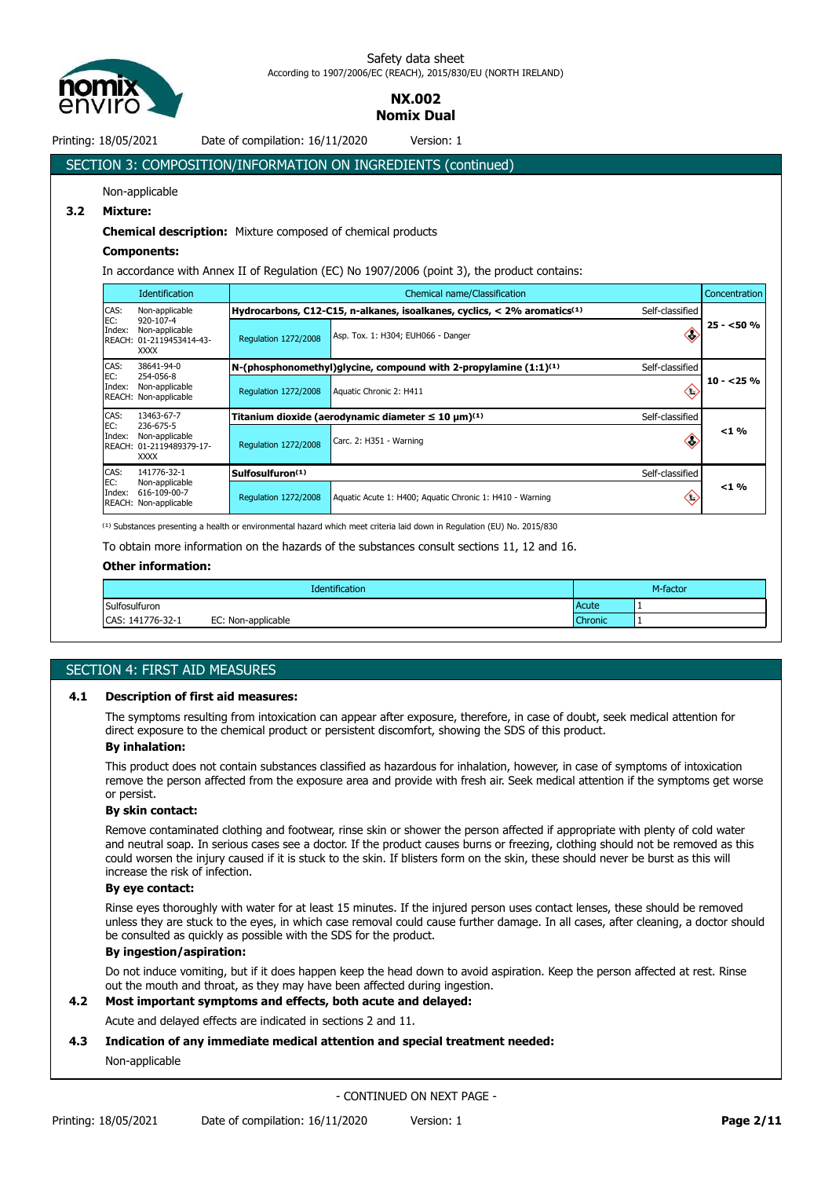## SECTION 3: COMPOSITION/INFORMATION ON INGREDIENTS (continued)

Non-applicable

### 3.2 Mixture:

**Chemical description:** Mixture composed of chemical products

**Components:**

In accordance with Annex II of Regulation (EC) No 1907/2006 (point 3), the product contains:

| Identification | Chemical name/Classification | | Concentration |
|---|---|---|---|
| CAS: Non-applicable<br>EC: 920-107-4<br>Index: Non-applicable<br>REACH: 01-2119453414-43-XXXX | **Hydrocarbons, C12-C15, n-alkanes, isoalkanes, cyclics, < 2% aromatics[1]** — Self-classified | | 25 - <50 % |
| | Regulation 1272/2008 | Asp. Tox. 1: H304; EUH066 - Danger | |
| CAS: 38641-94-0<br>EC: 254-056-8<br>Index: Non-applicable<br>REACH: Non-applicable | **N-(phosphonomethyl)glycine, compound with 2-propylamine (1:1)[1]** — Self-classified | | 10 - <25 % |
| | Regulation 1272/2008 | Aquatic Chronic 2: H411 | |
| CAS: 13463-67-7<br>EC: 236-675-5<br>Index: Non-applicable<br>REACH: 01-2119489379-17-XXXX | **Titanium dioxide (aerodynamic diameter ≤ 10 μm)[1]** — Self-classified | | <1 % |
| | Regulation 1272/2008 | Carc. 2: H351 - Warning | |
| CAS: 141776-32-1<br>EC: Non-applicable<br>Index: 616-109-00-7<br>REACH: Non-applicable | **Sulfosulfuron[1]** — Self-classified | | <1 % |
| | Regulation 1272/2008 | Aquatic Acute 1: H400; Aquatic Chronic 1: H410 - Warning | |

[1] Substances presenting a health or environmental hazard which meet criteria laid down in Regulation (EU) No. 2015/830

To obtain more information on the hazards of the substances consult sections 11, 12 and 16.

**Other information:**

| Identification | | M-factor | |
|---|---|---|---|
| Sulfosulfuron | | Acute | 1 |
| CAS: 141776-32-1 | EC: Non-applicable | Chronic | 1 |

## SECTION 4: FIRST AID MEASURES

### 4.1 Description of first aid measures:

The symptoms resulting from intoxication can appear after exposure, therefore, in case of doubt, seek medical attention for direct exposure to the chemical product or persistent discomfort, showing the SDS of this product.

**By inhalation:**

This product does not contain substances classified as hazardous for inhalation, however, in case of symptoms of intoxication remove the person affected from the exposure area and provide with fresh air. Seek medical attention if the symptoms get worse or persist.

**By skin contact:**

Remove contaminated clothing and footwear, rinse skin or shower the person affected if appropriate with plenty of cold water and neutral soap. In serious cases see a doctor. If the product causes burns or freezing, clothing should not be removed as this could worsen the injury caused if it is stuck to the skin. If blisters form on the skin, these should never be burst as this will increase the risk of infection.

**By eye contact:**

Rinse eyes thoroughly with water for at least 15 minutes. If the injured person uses contact lenses, these should be removed unless they are stuck to the eyes, in which case removal could cause further damage. In all cases, after cleaning, a doctor should be consulted as quickly as possible with the SDS for the product.

**By ingestion/aspiration:**

Do not induce vomiting, but if it does happen keep the head down to avoid aspiration. Keep the person affected at rest. Rinse out the mouth and throat, as they may have been affected during ingestion.

### 4.2 Most important symptoms and effects, both acute and delayed:

Acute and delayed effects are indicated in sections 2 and 11.

### 4.3 Indication of any immediate medical attention and special treatment needed:

Non-applicable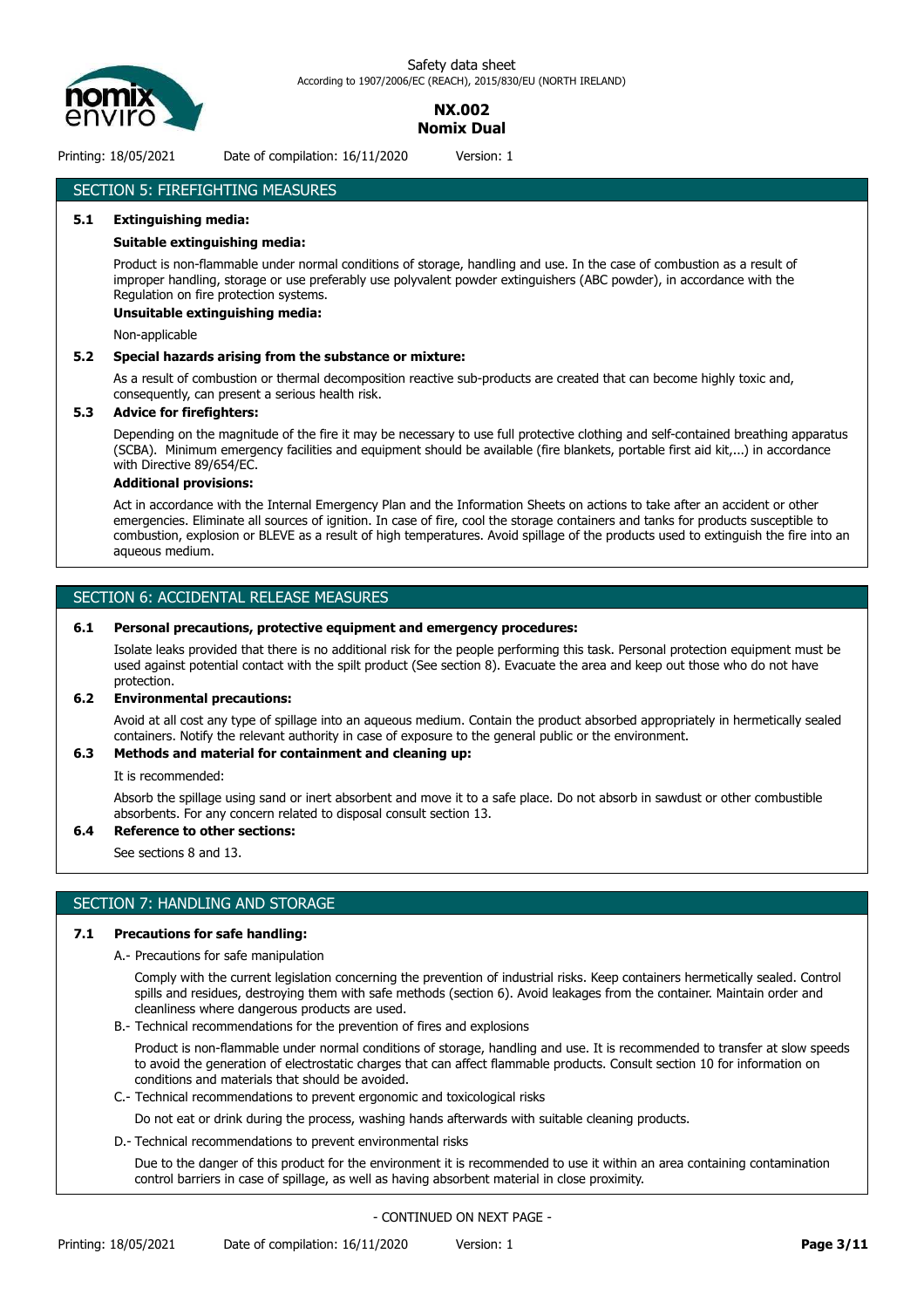## SECTION 5: FIREFIGHTING MEASURES

**5.1 Extinguishing media:**

**Suitable extinguishing media:**

Product is non-flammable under normal conditions of storage, handling and use. In the case of combustion as a result of improper handling, storage or use preferably use polyvalent powder extinguishers (ABC powder), in accordance with the Regulation on fire protection systems.

**Unsuitable extinguishing media:**

Non-applicable

**5.2 Special hazards arising from the substance or mixture:**

As a result of combustion or thermal decomposition reactive sub-products are created that can become highly toxic and, consequently, can present a serious health risk.

**5.3 Advice for firefighters:**

Depending on the magnitude of the fire it may be necessary to use full protective clothing and self-contained breathing apparatus (SCBA). Minimum emergency facilities and equipment should be available (fire blankets, portable first aid kit,...) in accordance with Directive 89/654/EC.

**Additional provisions:**

Act in accordance with the Internal Emergency Plan and the Information Sheets on actions to take after an accident or other emergencies. Eliminate all sources of ignition. In case of fire, cool the storage containers and tanks for products susceptible to combustion, explosion or BLEVE as a result of high temperatures. Avoid spillage of the products used to extinguish the fire into an aqueous medium.

## SECTION 6: ACCIDENTAL RELEASE MEASURES

**6.1 Personal precautions, protective equipment and emergency procedures:**

Isolate leaks provided that there is no additional risk for the people performing this task. Personal protection equipment must be used against potential contact with the spilt product (See section 8). Evacuate the area and keep out those who do not have protection.

**6.2 Environmental precautions:**

Avoid at all cost any type of spillage into an aqueous medium. Contain the product absorbed appropriately in hermetically sealed containers. Notify the relevant authority in case of exposure to the general public or the environment.

**6.3 Methods and material for containment and cleaning up:**

It is recommended:

Absorb the spillage using sand or inert absorbent and move it to a safe place. Do not absorb in sawdust or other combustible absorbents. For any concern related to disposal consult section 13.

**6.4 Reference to other sections:**

See sections 8 and 13.

## SECTION 7: HANDLING AND STORAGE

**7.1 Precautions for safe handling:**

A.- Precautions for safe manipulation

Comply with the current legislation concerning the prevention of industrial risks. Keep containers hermetically sealed. Control spills and residues, destroying them with safe methods (section 6). Avoid leakages from the container. Maintain order and cleanliness where dangerous products are used.

B.- Technical recommendations for the prevention of fires and explosions

Product is non-flammable under normal conditions of storage, handling and use. It is recommended to transfer at slow speeds to avoid the generation of electrostatic charges that can affect flammable products. Consult section 10 for information on conditions and materials that should be avoided.

C.- Technical recommendations to prevent ergonomic and toxicological risks

Do not eat or drink during the process, washing hands afterwards with suitable cleaning products.

D.- Technical recommendations to prevent environmental risks

Due to the danger of this product for the environment it is recommended to use it within an area containing contamination control barriers in case of spillage, as well as having absorbent material in close proximity.

- CONTINUED ON NEXT PAGE -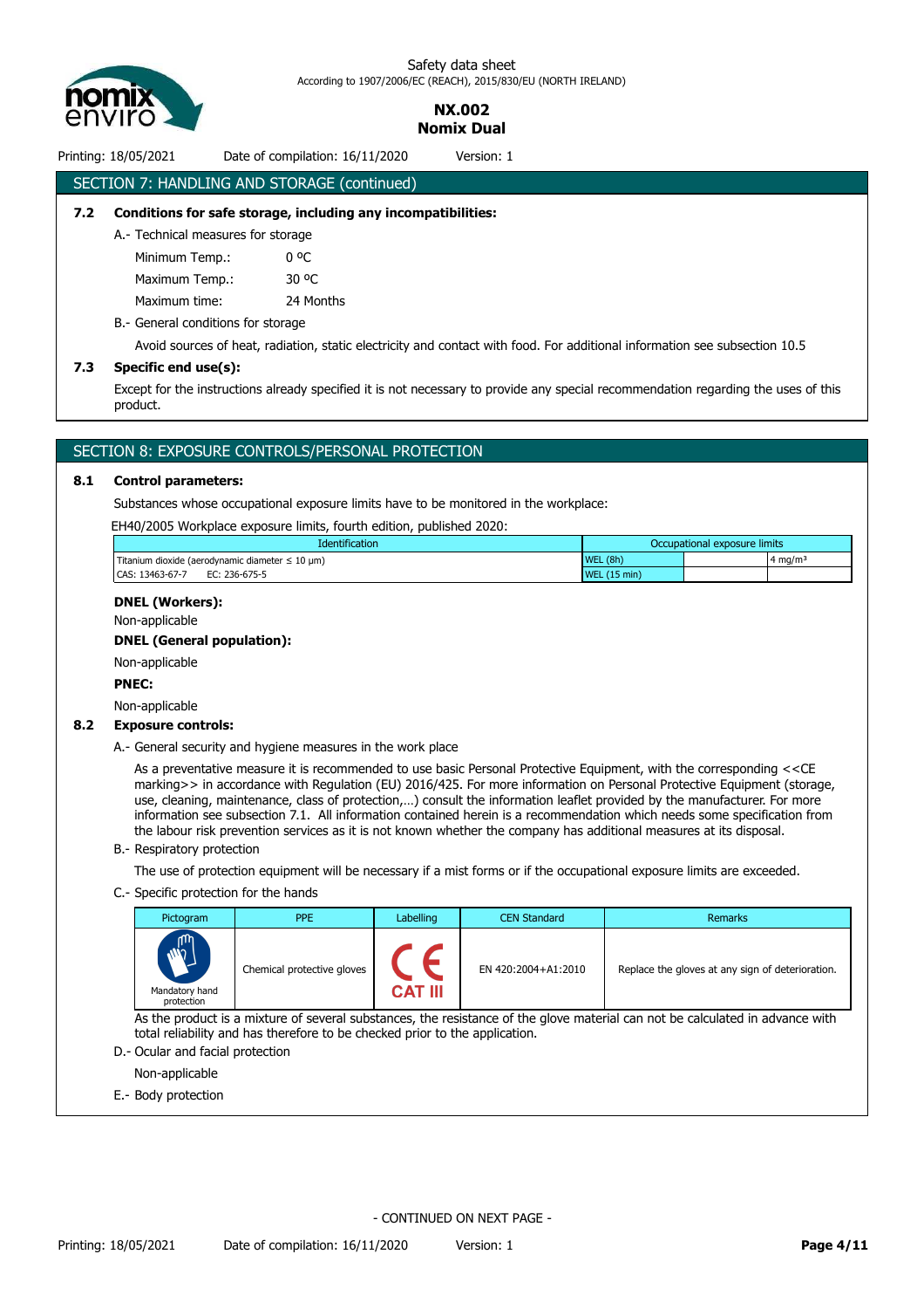## SECTION 7: HANDLING AND STORAGE (continued)

### 7.2 Conditions for safe storage, including any incompatibilities:

A.- Technical measures for storage

| | |
|---|---|
| Minimum Temp.: | 0 ºC |
| Maximum Temp.: | 30 ºC |
| Maximum time: | 24 Months |

B.- General conditions for storage

Avoid sources of heat, radiation, static electricity and contact with food. For additional information see subsection 10.5

### 7.3 Specific end use(s):

Except for the instructions already specified it is not necessary to provide any special recommendation regarding the uses of this product.

## SECTION 8: EXPOSURE CONTROLS/PERSONAL PROTECTION

### 8.1 Control parameters:

Substances whose occupational exposure limits have to be monitored in the workplace:

EH40/2005 Workplace exposure limits, fourth edition, published 2020:

| Identification | Occupational exposure limits | | |
|---|---|---|---|
| Titanium dioxide (aerodynamic diameter ≤ 10 μm) | WEL (8h) | | 4 mg/m³ |
| CAS: 13463-67-7 EC: 236-675-5 | WEL (15 min) | | |

**DNEL (Workers):**

Non-applicable

**DNEL (General population):**

Non-applicable

**PNEC:**

Non-applicable

### 8.2 Exposure controls:

A.- General security and hygiene measures in the work place

As a preventative measure it is recommended to use basic Personal Protective Equipment, with the corresponding <<CE marking>> in accordance with Regulation (EU) 2016/425. For more information on Personal Protective Equipment (storage, use, cleaning, maintenance, class of protection,…) consult the information leaflet provided by the manufacturer. For more information see subsection 7.1. All information contained herein is a recommendation which needs some specification from the labour risk prevention services as it is not known whether the company has additional measures at its disposal.

B.- Respiratory protection

The use of protection equipment will be necessary if a mist forms or if the occupational exposure limits are exceeded.

C.- Specific protection for the hands

| Pictogram | PPE | Labelling | CEN Standard | Remarks |
|---|---|---|---|---|
| Mandatory hand protection | Chemical protective gloves | CE CAT III | EN 420:2004+A1:2010 | Replace the gloves at any sign of deterioration. |

As the product is a mixture of several substances, the resistance of the glove material can not be calculated in advance with total reliability and has therefore to be checked prior to the application.

D.- Ocular and facial protection

Non-applicable

E.- Body protection

- CONTINUED ON NEXT PAGE -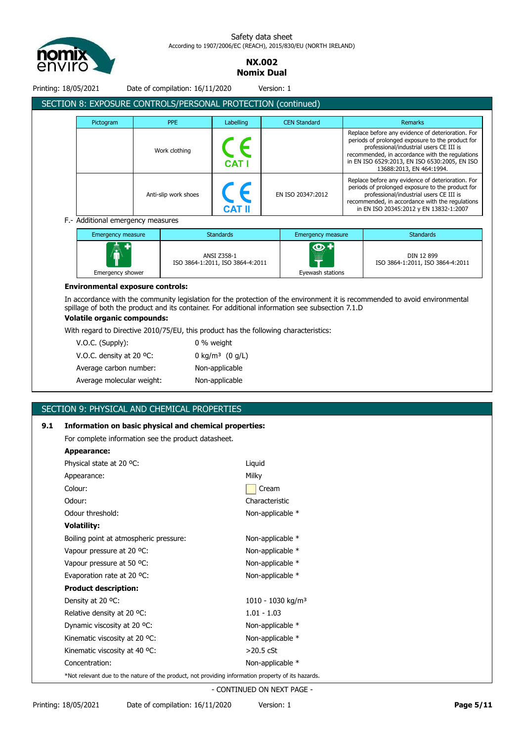## SECTION 8: EXPOSURE CONTROLS/PERSONAL PROTECTION (continued)

| Pictogram | PPE | Labelling | CEN Standard | Remarks |
|---|---|---|---|---|
| | Work clothing | CE CAT I | | Replace before any evidence of deterioration. For periods of prolonged exposure to the product for professional/industrial users CE III is recommended, in accordance with the regulations in EN ISO 6529:2013, EN ISO 6530:2005, EN ISO 13688:2013, EN 464:1994. |
| | Anti-slip work shoes | CE CAT II | EN ISO 20347:2012 | Replace before any evidence of deterioration. For periods of prolonged exposure to the product for professional/industrial users CE III is recommended, in accordance with the regulations in EN ISO 20345:2012 y EN 13832-1:2007 |

F.- Additional emergency measures

| Emergency measure | Standards | Emergency measure | Standards |
|---|---|---|---|
| Emergency shower | ANSI Z358-1 ISO 3864-1:2011, ISO 3864-4:2011 | Eyewash stations | DIN 12 899 ISO 3864-1:2011, ISO 3864-4:2011 |

**Environmental exposure controls:**

In accordance with the community legislation for the protection of the environment it is recommended to avoid environmental spillage of both the product and its container. For additional information see subsection 7.1.D

**Volatile organic compounds:**

With regard to Directive 2010/75/EU, this product has the following characteristics:

| | |
|---|---|
| V.O.C. (Supply): | 0 % weight |
| V.O.C. density at 20 ºC: | 0 kg/m³ (0 g/L) |
| Average carbon number: | Non-applicable |
| Average molecular weight: | Non-applicable |

## SECTION 9: PHYSICAL AND CHEMICAL PROPERTIES

**9.1 Information on basic physical and chemical properties:**

For complete information see the product datasheet.

**Appearance:**

| | |
|---|---|
| Physical state at 20 ºC: | Liquid |
| Appearance: | Milky |
| Colour: | Cream |
| Odour: | Characteristic |
| Odour threshold: | Non-applicable * |

**Volatility:**

| | |
|---|---|
| Boiling point at atmospheric pressure: | Non-applicable * |
| Vapour pressure at 20 ºC: | Non-applicable * |
| Vapour pressure at 50 ºC: | Non-applicable * |
| Evaporation rate at 20 ºC: | Non-applicable * |

**Product description:**

| | |
|---|---|
| Density at 20 ºC: | 1010 - 1030 kg/m³ |
| Relative density at 20 ºC: | 1.01 - 1.03 |
| Dynamic viscosity at 20 ºC: | Non-applicable * |
| Kinematic viscosity at 20 ºC: | Non-applicable * |
| Kinematic viscosity at 40 ºC: | >20.5 cSt |
| Concentration: | Non-applicable * |

*Not relevant due to the nature of the product, not providing information property of its hazards.

- CONTINUED ON NEXT PAGE -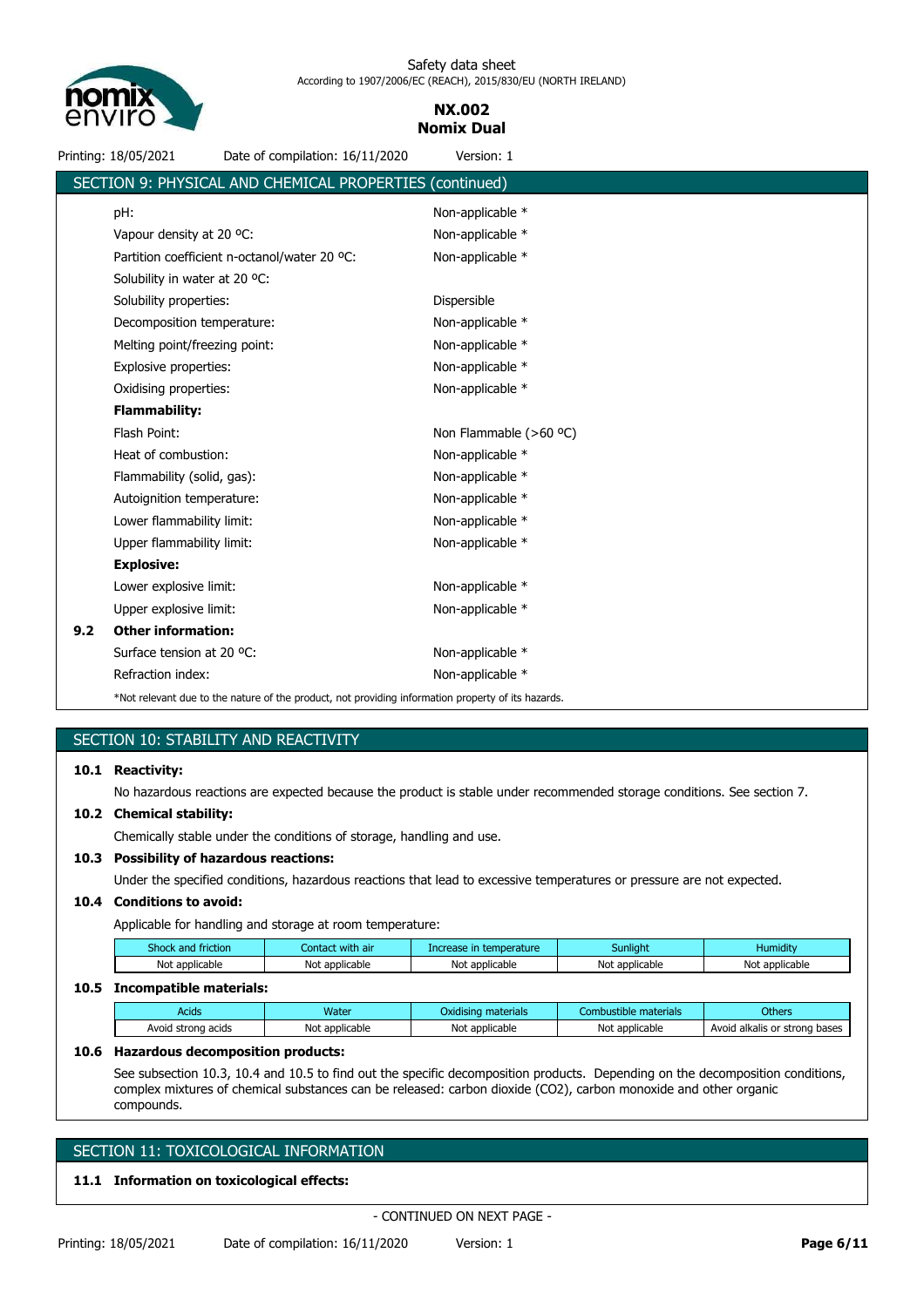## SECTION 9: PHYSICAL AND CHEMICAL PROPERTIES (continued)

| | |
|---|---|
| pH: | Non-applicable * |
| Vapour density at 20 ºC: | Non-applicable * |
| Partition coefficient n-octanol/water 20 ºC: | Non-applicable * |
| Solubility in water at 20 ºC: | |
| Solubility properties: | Dispersible |
| Decomposition temperature: | Non-applicable * |
| Melting point/freezing point: | Non-applicable * |
| Explosive properties: | Non-applicable * |
| Oxidising properties: | Non-applicable * |
| **Flammability:** | |
| Flash Point: | Non Flammable (>60 ºC) |
| Heat of combustion: | Non-applicable * |
| Flammability (solid, gas): | Non-applicable * |
| Autoignition temperature: | Non-applicable * |
| Lower flammability limit: | Non-applicable * |
| Upper flammability limit: | Non-applicable * |
| **Explosive:** | |
| Lower explosive limit: | Non-applicable * |
| Upper explosive limit: | Non-applicable * |

### 9.2 Other information:

| | |
|---|---|
| Surface tension at 20 ºC: | Non-applicable * |
| Refraction index: | Non-applicable * |

*Not relevant due to the nature of the product, not providing information property of its hazards.

## SECTION 10: STABILITY AND REACTIVITY

### 10.1 Reactivity:

No hazardous reactions are expected because the product is stable under recommended storage conditions. See section 7.

### 10.2 Chemical stability:

Chemically stable under the conditions of storage, handling and use.

### 10.3 Possibility of hazardous reactions:

Under the specified conditions, hazardous reactions that lead to excessive temperatures or pressure are not expected.

### 10.4 Conditions to avoid:

Applicable for handling and storage at room temperature:

| Shock and friction | Contact with air | Increase in temperature | Sunlight | Humidity |
|---|---|---|---|---|
| Not applicable | Not applicable | Not applicable | Not applicable | Not applicable |

### 10.5 Incompatible materials:

| Acids | Water | Oxidising materials | Combustible materials | Others |
|---|---|---|---|---|
| Avoid strong acids | Not applicable | Not applicable | Not applicable | Avoid alkalis or strong bases |

### 10.6 Hazardous decomposition products:

See subsection 10.3, 10.4 and 10.5 to find out the specific decomposition products. Depending on the decomposition conditions, complex mixtures of chemical substances can be released: carbon dioxide ($CO_2$), carbon monoxide and other organic compounds.

## SECTION 11: TOXICOLOGICAL INFORMATION

### 11.1 Information on toxicological effects:

- CONTINUED ON NEXT PAGE -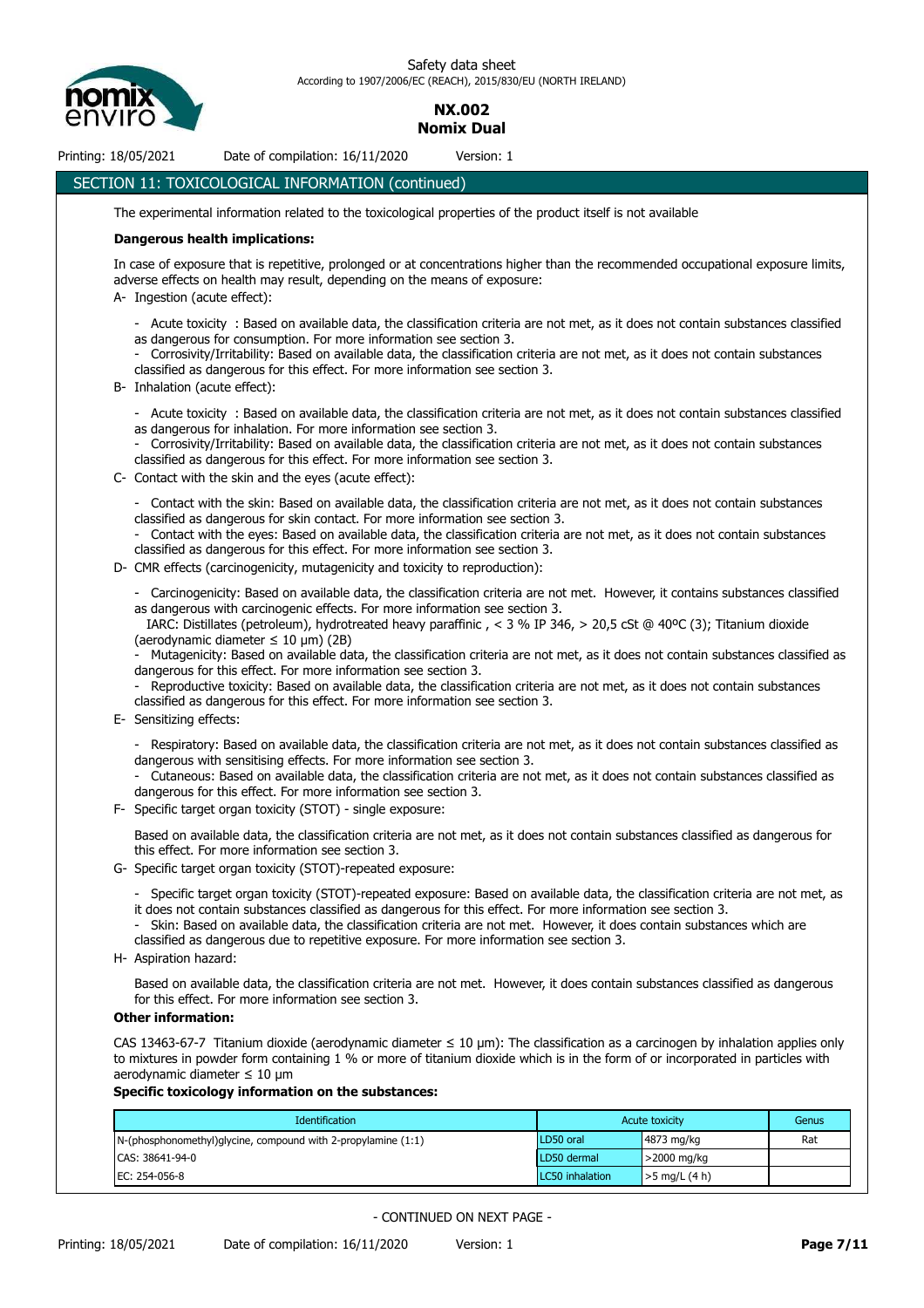## SECTION 11: TOXICOLOGICAL INFORMATION (continued)

The experimental information related to the toxicological properties of the product itself is not available

**Dangerous health implications:**

In case of exposure that is repetitive, prolonged or at concentrations higher than the recommended occupational exposure limits, adverse effects on health may result, depending on the means of exposure:

A- Ingestion (acute effect):

- Acute toxicity : Based on available data, the classification criteria are not met, as it does not contain substances classified as dangerous for consumption. For more information see section 3.
- Corrosivity/Irritability: Based on available data, the classification criteria are not met, as it does not contain substances classified as dangerous for this effect. For more information see section 3.

B- Inhalation (acute effect):

- Acute toxicity : Based on available data, the classification criteria are not met, as it does not contain substances classified as dangerous for inhalation. For more information see section 3.
- Corrosivity/Irritability: Based on available data, the classification criteria are not met, as it does not contain substances classified as dangerous for this effect. For more information see section 3.

C- Contact with the skin and the eyes (acute effect):

- Contact with the skin: Based on available data, the classification criteria are not met, as it does not contain substances classified as dangerous for skin contact. For more information see section 3.
- Contact with the eyes: Based on available data, the classification criteria are not met, as it does not contain substances classified as dangerous for this effect. For more information see section 3.

D- CMR effects (carcinogenicity, mutagenicity and toxicity to reproduction):

- Carcinogenicity: Based on available data, the classification criteria are not met. However, it contains substances classified as dangerous with carcinogenic effects. For more information see section 3.
  IARC: Distillates (petroleum), hydrotreated heavy paraffinic , < 3 % IP 346, > 20,5 cSt @ 40ºC (3); Titanium dioxide (aerodynamic diameter ≤ 10 μm) (2B)
- Mutagenicity: Based on available data, the classification criteria are not met, as it does not contain substances classified as dangerous for this effect. For more information see section 3.
- Reproductive toxicity: Based on available data, the classification criteria are not met, as it does not contain substances classified as dangerous for this effect. For more information see section 3.

E- Sensitizing effects:

- Respiratory: Based on available data, the classification criteria are not met, as it does not contain substances classified as dangerous with sensitising effects. For more information see section 3.
- Cutaneous: Based on available data, the classification criteria are not met, as it does not contain substances classified as dangerous for this effect. For more information see section 3.

F- Specific target organ toxicity (STOT) - single exposure:

Based on available data, the classification criteria are not met, as it does not contain substances classified as dangerous for this effect. For more information see section 3.

G- Specific target organ toxicity (STOT)-repeated exposure:

- Specific target organ toxicity (STOT)-repeated exposure: Based on available data, the classification criteria are not met, as it does not contain substances classified as dangerous for this effect. For more information see section 3.
- Skin: Based on available data, the classification criteria are not met. However, it does contain substances which are classified as dangerous due to repetitive exposure. For more information see section 3.

H- Aspiration hazard:

Based on available data, the classification criteria are not met. However, it does contain substances classified as dangerous for this effect. For more information see section 3.

**Other information:**

CAS 13463-67-7 Titanium dioxide (aerodynamic diameter ≤ 10 μm): The classification as a carcinogen by inhalation applies only to mixtures in powder form containing 1 % or more of titanium dioxide which is in the form of or incorporated in particles with aerodynamic diameter ≤ 10 μm

**Specific toxicology information on the substances:**

| Identification | Acute toxicity | | Genus |
|---|---|---|---|
| N-(phosphonomethyl)glycine, compound with 2-propylamine (1:1) | LD50 oral | 4873 mg/kg | Rat |
| CAS: 38641-94-0 | LD50 dermal | >2000 mg/kg | |
| EC: 254-056-8 | LC50 inhalation | >5 mg/L (4 h) | |

- CONTINUED ON NEXT PAGE -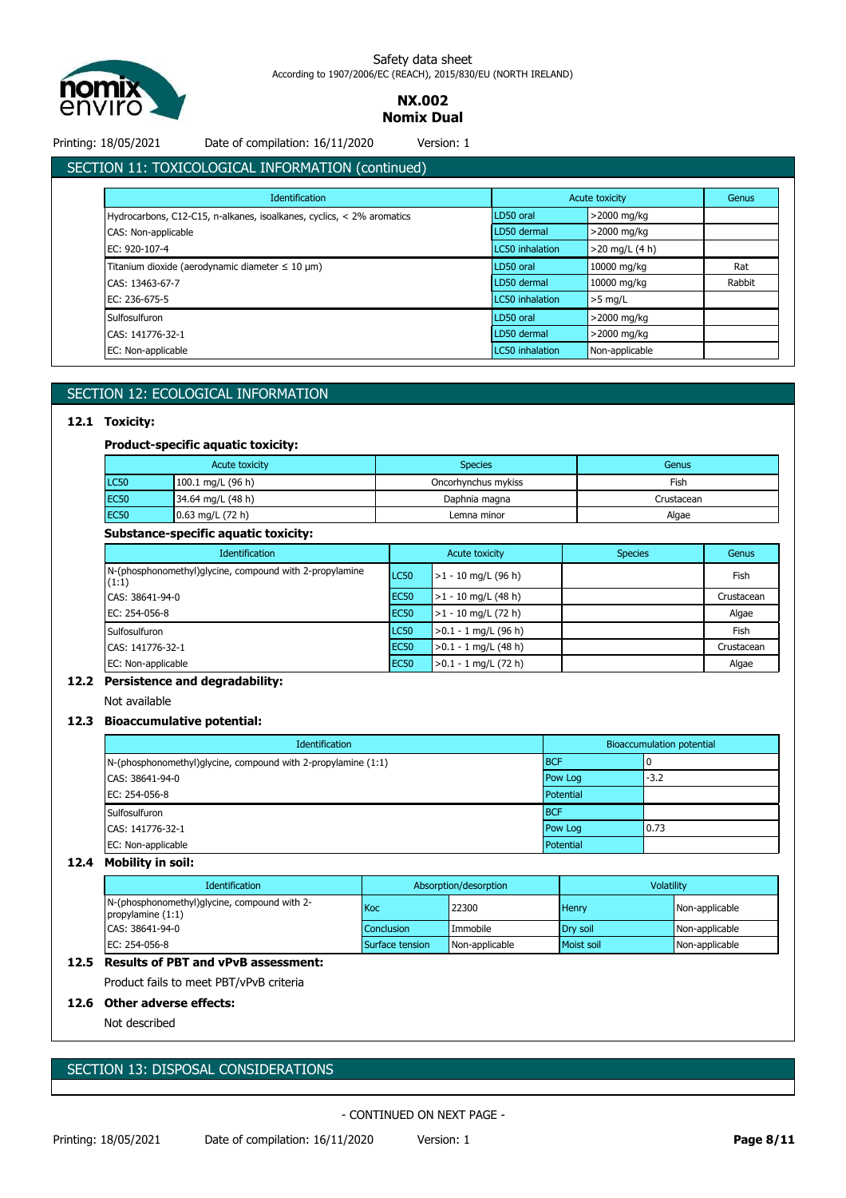## SECTION 11: TOXICOLOGICAL INFORMATION (continued)

| Identification | Acute toxicity | | Genus |
|---|---|---|---|
| Hydrocarbons, C12-C15, n-alkanes, isoalkanes, cyclics, < 2% aromatics | LD50 oral | >2000 mg/kg | |
| CAS: Non-applicable | LD50 dermal | >2000 mg/kg | |
| EC: 920-107-4 | LC50 inhalation | >20 mg/L (4 h) | |
| Titanium dioxide (aerodynamic diameter ≤ 10 μm) | LD50 oral | 10000 mg/kg | Rat |
| CAS: 13463-67-7 | LD50 dermal | 10000 mg/kg | Rabbit |
| EC: 236-675-5 | LC50 inhalation | >5 mg/L | |
| Sulfosulfuron | LD50 oral | >2000 mg/kg | |
| CAS: 141776-32-1 | LD50 dermal | >2000 mg/kg | |
| EC: Non-applicable | LC50 inhalation | Non-applicable | |

## SECTION 12: ECOLOGICAL INFORMATION

### 12.1 Toxicity:

**Product-specific aquatic toxicity:**

| Acute toxicity | | Species | Genus |
|---|---|---|---|
| LC50 | 100.1 mg/L (96 h) | Oncorhynchus mykiss | Fish |
| EC50 | 34.64 mg/L (48 h) | Daphnia magna | Crustacean |
| EC50 | 0.63 mg/L (72 h) | Lemna minor | Algae |

**Substance-specific aquatic toxicity:**

| Identification | Acute toxicity | | Species | Genus |
|---|---|---|---|---|
| N-(phosphonomethyl)glycine, compound with 2-propylamine (1:1) | LC50 | >1 - 10 mg/L (96 h) | | Fish |
| CAS: 38641-94-0 | EC50 | >1 - 10 mg/L (48 h) | | Crustacean |
| EC: 254-056-8 | EC50 | >1 - 10 mg/L (72 h) | | Algae |
| Sulfosulfuron | LC50 | >0.1 - 1 mg/L (96 h) | | Fish |
| CAS: 141776-32-1 | EC50 | >0.1 - 1 mg/L (48 h) | | Crustacean |
| EC: Non-applicable | EC50 | >0.1 - 1 mg/L (72 h) | | Algae |

### 12.2 Persistence and degradability:

Not available

### 12.3 Bioaccumulative potential:

| Identification | Bioaccumulation potential | |
|---|---|---|
| N-(phosphonomethyl)glycine, compound with 2-propylamine (1:1) | BCF | 0 |
| CAS: 38641-94-0 | Pow Log | -3.2 |
| EC: 254-056-8 | Potential | |
| Sulfosulfuron | BCF | |
| CAS: 141776-32-1 | Pow Log | 0.73 |
| EC: Non-applicable | Potential | |

### 12.4 Mobility in soil:

| Identification | Absorption/desorption | | Volatility | |
|---|---|---|---|---|
| N-(phosphonomethyl)glycine, compound with 2-propylamine (1:1) | Koc | 22300 | Henry | Non-applicable |
| CAS: 38641-94-0 | Conclusion | Immobile | Dry soil | Non-applicable |
| EC: 254-056-8 | Surface tension | Non-applicable | Moist soil | Non-applicable |

### 12.5 Results of PBT and vPvB assessment:

Product fails to meet PBT/vPvB criteria

### 12.6 Other adverse effects:

Not described

## SECTION 13: DISPOSAL CONSIDERATIONS

- CONTINUED ON NEXT PAGE -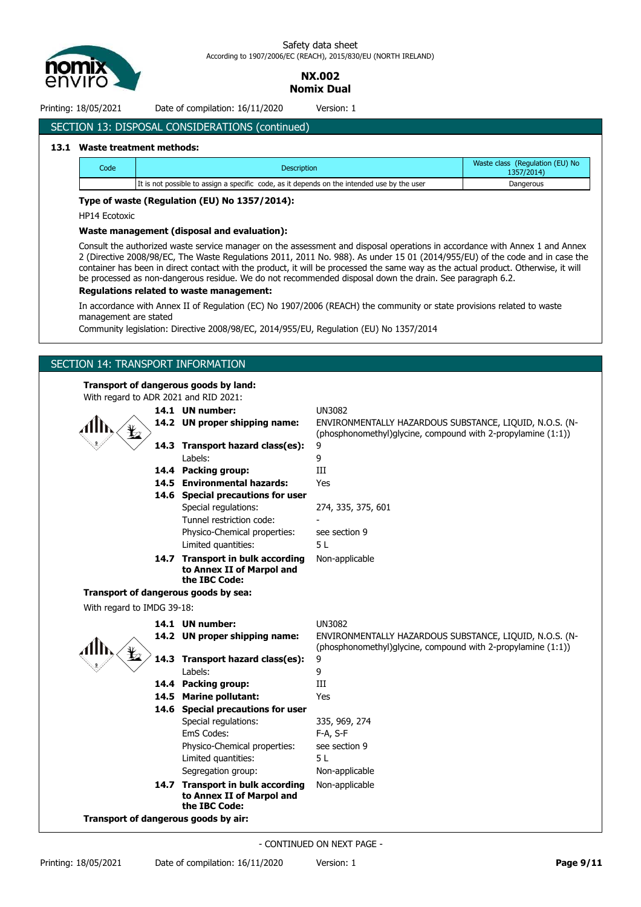## SECTION 13: DISPOSAL CONSIDERATIONS (continued)

### 13.1 Waste treatment methods:

| Code | Description | Waste class (Regulation (EU) No 1357/2014) |
|---|---|---|
| | It is not possible to assign a specific code, as it depends on the intended use by the user | Dangerous |

**Type of waste (Regulation (EU) No 1357/2014):**

HP14 Ecotoxic

**Waste management (disposal and evaluation):**

Consult the authorized waste service manager on the assessment and disposal operations in accordance with Annex 1 and Annex 2 (Directive 2008/98/EC, The Waste Regulations 2011, 2011 No. 988). As under 15 01 (2014/955/EU) of the code and in case the container has been in direct contact with the product, it will be processed the same way as the actual product. Otherwise, it will be processed as non-dangerous residue. We do not recommended disposal down the drain. See paragraph 6.2.

**Regulations related to waste management:**

In accordance with Annex II of Regulation (EC) No 1907/2006 (REACH) the community or state provisions related to waste management are stated

Community legislation: Directive 2008/98/EC, 2014/955/EU, Regulation (EU) No 1357/2014

## SECTION 14: TRANSPORT INFORMATION

**Transport of dangerous goods by land:**

With regard to ADR 2021 and RID 2021:

| | |
|---|---|
| **14.1 UN number:** | UN3082 |
| **14.2 UN proper shipping name:** | ENVIRONMENTALLY HAZARDOUS SUBSTANCE, LIQUID, N.O.S. (N-(phosphonomethyl)glycine, compound with 2-propylamine (1:1)) |
| **14.3 Transport hazard class(es):** | 9 |
| Labels: | 9 |
| **14.4 Packing group:** | III |
| **14.5 Environmental hazards:** | Yes |
| **14.6 Special precautions for user** | |
| Special regulations: | 274, 335, 375, 601 |
| Tunnel restriction code: | - |
| Physico-Chemical properties: | see section 9 |
| Limited quantities: | 5 L |
| **14.7 Transport in bulk according to Annex II of Marpol and the IBC Code:** | Non-applicable |

**Transport of dangerous goods by sea:**

With regard to IMDG 39-18:

| | |
|---|---|
| **14.1 UN number:** | UN3082 |
| **14.2 UN proper shipping name:** | ENVIRONMENTALLY HAZARDOUS SUBSTANCE, LIQUID, N.O.S. (N-(phosphonomethyl)glycine, compound with 2-propylamine (1:1)) |
| **14.3 Transport hazard class(es):** | 9 |
| Labels: | 9 |
| **14.4 Packing group:** | III |
| **14.5 Marine pollutant:** | Yes |
| **14.6 Special precautions for user** | |
| Special regulations: | 335, 969, 274 |
| EmS Codes: | F-A, S-F |
| Physico-Chemical properties: | see section 9 |
| Limited quantities: | 5 L |
| Segregation group: | Non-applicable |
| **14.7 Transport in bulk according to Annex II of Marpol and the IBC Code:** | Non-applicable |

**Transport of dangerous goods by air:**

- CONTINUED ON NEXT PAGE -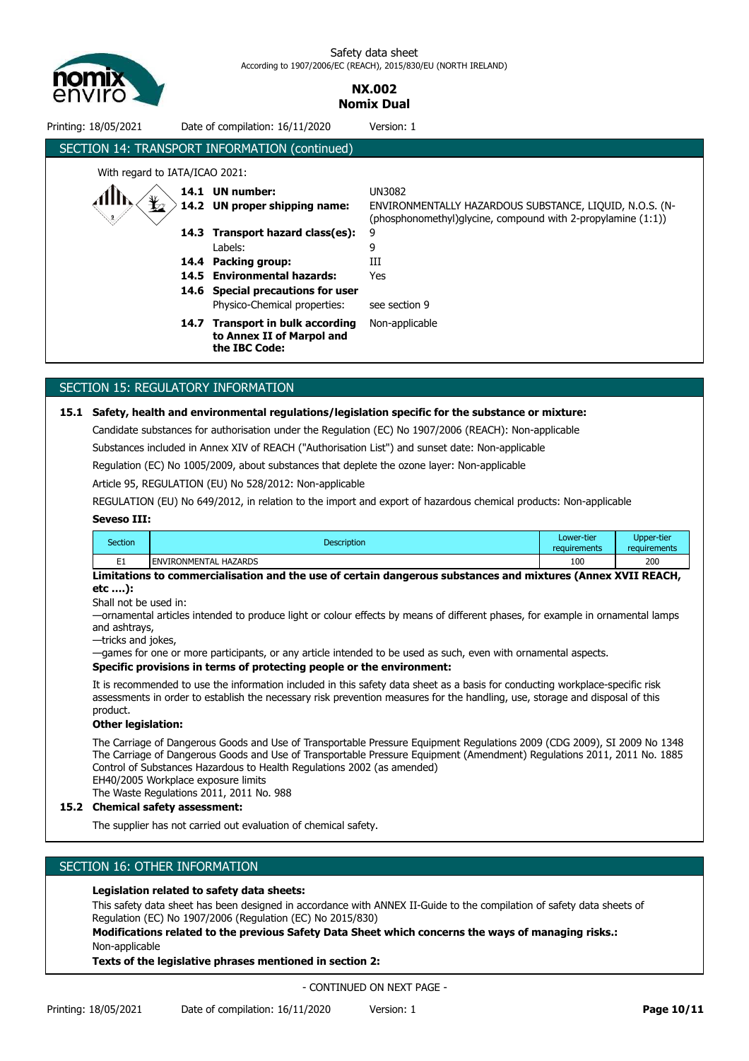## SECTION 14: TRANSPORT INFORMATION (continued)

With regard to IATA/ICAO 2021:

| | |
|---|---|
| **14.1 UN number:** | UN3082 |
| **14.2 UN proper shipping name:** | ENVIRONMENTALLY HAZARDOUS SUBSTANCE, LIQUID, N.O.S. (N-(phosphonomethyl)glycine, compound with 2-propylamine (1:1)) |
| **14.3 Transport hazard class(es):** | 9 |
| Labels: | 9 |
| **14.4 Packing group:** | III |
| **14.5 Environmental hazards:** | Yes |
| **14.6 Special precautions for user** | |
| Physico-Chemical properties: | see section 9 |
| **14.7 Transport in bulk according to Annex II of Marpol and the IBC Code:** | Non-applicable |

## SECTION 15: REGULATORY INFORMATION

**15.1 Safety, health and environmental regulations/legislation specific for the substance or mixture:**

Candidate substances for authorisation under the Regulation (EC) No 1907/2006 (REACH): Non-applicable

Substances included in Annex XIV of REACH ("Authorisation List") and sunset date: Non-applicable

Regulation (EC) No 1005/2009, about substances that deplete the ozone layer: Non-applicable

Article 95, REGULATION (EU) No 528/2012: Non-applicable

REGULATION (EU) No 649/2012, in relation to the import and export of hazardous chemical products: Non-applicable

**Seveso III:**

| Section | Description | Lower-tier requirements | Upper-tier requirements |
|---|---|---|---|
| E1 | ENVIRONMENTAL HAZARDS | 100 | 200 |

**Limitations to commercialisation and the use of certain dangerous substances and mixtures (Annex XVII REACH, etc ….):**

Shall not be used in:
—ornamental articles intended to produce light or colour effects by means of different phases, for example in ornamental lamps and ashtrays,
—tricks and jokes,
—games for one or more participants, or any article intended to be used as such, even with ornamental aspects.

**Specific provisions in terms of protecting people or the environment:**

It is recommended to use the information included in this safety data sheet as a basis for conducting workplace-specific risk assessments in order to establish the necessary risk prevention measures for the handling, use, storage and disposal of this product.

**Other legislation:**

The Carriage of Dangerous Goods and Use of Transportable Pressure Equipment Regulations 2009 (CDG 2009), SI 2009 No 1348
The Carriage of Dangerous Goods and Use of Transportable Pressure Equipment (Amendment) Regulations 2011, 2011 No. 1885
Control of Substances Hazardous to Health Regulations 2002 (as amended)
EH40/2005 Workplace exposure limits
The Waste Regulations 2011, 2011 No. 988

**15.2 Chemical safety assessment:**

The supplier has not carried out evaluation of chemical safety.

## SECTION 16: OTHER INFORMATION

**Legislation related to safety data sheets:**

This safety data sheet has been designed in accordance with ANNEX II-Guide to the compilation of safety data sheets of Regulation (EC) No 1907/2006 (Regulation (EC) No 2015/830)

**Modifications related to the previous Safety Data Sheet which concerns the ways of managing risks.:**

Non-applicable

**Texts of the legislative phrases mentioned in section 2:**

- CONTINUED ON NEXT PAGE -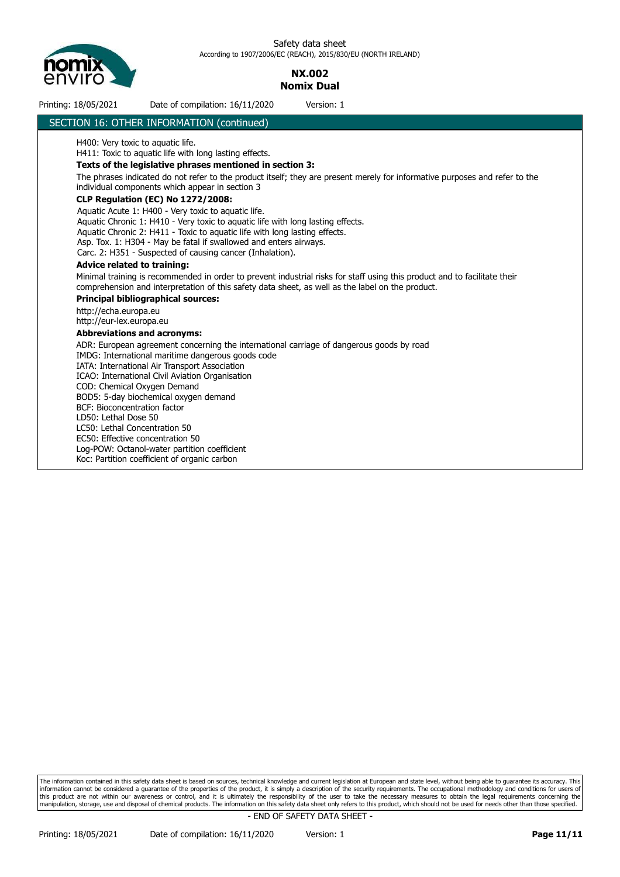## SECTION 16: OTHER INFORMATION (continued)

H400: Very toxic to aquatic life.
H411: Toxic to aquatic life with long lasting effects.

**Texts of the legislative phrases mentioned in section 3:**

The phrases indicated do not refer to the product itself; they are present merely for informative purposes and refer to the individual components which appear in section 3

**CLP Regulation (EC) No 1272/2008:**

Aquatic Acute 1: H400 - Very toxic to aquatic life.
Aquatic Chronic 1: H410 - Very toxic to aquatic life with long lasting effects.
Aquatic Chronic 2: H411 - Toxic to aquatic life with long lasting effects.
Asp. Tox. 1: H304 - May be fatal if swallowed and enters airways.
Carc. 2: H351 - Suspected of causing cancer (Inhalation).

**Advice related to training:**

Minimal training is recommended in order to prevent industrial risks for staff using this product and to facilitate their comprehension and interpretation of this safety data sheet, as well as the label on the product.

**Principal bibliographical sources:**

http://echa.europa.eu
http://eur-lex.europa.eu

**Abbreviations and acronyms:**

ADR: European agreement concerning the international carriage of dangerous goods by road
IMDG: International maritime dangerous goods code
IATA: International Air Transport Association
ICAO: International Civil Aviation Organisation
COD: Chemical Oxygen Demand
BOD5: 5-day biochemical oxygen demand
BCF: Bioconcentration factor
LD50: Lethal Dose 50
LC50: Lethal Concentration 50
EC50: Effective concentration 50
Log-POW: Octanol-water partition coefficient
Koc: Partition coefficient of organic carbon

The information contained in this safety data sheet is based on sources, technical knowledge and current legislation at European and state level, without being able to guarantee its accuracy. This information cannot be considered a guarantee of the properties of the product, it is simply a description of the security requirements. The occupational methodology and conditions for users of this product are not within our awareness or control, and it is ultimately the responsibility of the user to take the necessary measures to obtain the legal requirements concerning the manipulation, storage, use and disposal of chemical products. The information on this safety data sheet only refers to this product, which should not be used for needs other than those specified.

- END OF SAFETY DATA SHEET -